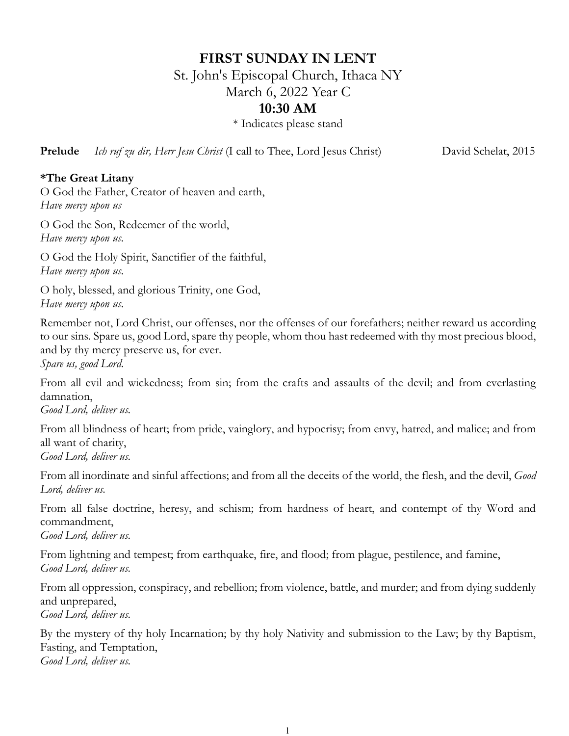# FIRST SUNDAY IN LENT

St. John's Episcopal Church, Ithaca NY
March 6, 2022 Year C
**10:30 AM**
* Indicates please stand

**Prelude** *Ich ruf zu dir, Herr Jesu Christ* (I call to Thee, Lord Jesus Christ) David Schelat, 2015

**\*The Great Litany**

O God the Father, Creator of heaven and earth,
*Have mercy upon us*

O God the Son, Redeemer of the world,
*Have mercy upon us.*

O God the Holy Spirit, Sanctifier of the faithful,
*Have mercy upon us.*

O holy, blessed, and glorious Trinity, one God,
*Have mercy upon us.*

Remember not, Lord Christ, our offenses, nor the offenses of our forefathers; neither reward us according to our sins. Spare us, good Lord, spare thy people, whom thou hast redeemed with thy most precious blood, and by thy mercy preserve us, for ever.
*Spare us, good Lord.*

From all evil and wickedness; from sin; from the crafts and assaults of the devil; and from everlasting damnation,
*Good Lord, deliver us.*

From all blindness of heart; from pride, vainglory, and hypocrisy; from envy, hatred, and malice; and from all want of charity,
*Good Lord, deliver us.*

From all inordinate and sinful affections; and from all the deceits of the world, the flesh, and the devil, *Good Lord, deliver us.*

From all false doctrine, heresy, and schism; from hardness of heart, and contempt of thy Word and commandment,
*Good Lord, deliver us.*

From lightning and tempest; from earthquake, fire, and flood; from plague, pestilence, and famine,
*Good Lord, deliver us.*

From all oppression, conspiracy, and rebellion; from violence, battle, and murder; and from dying suddenly and unprepared,
*Good Lord, deliver us.*

By the mystery of thy holy Incarnation; by thy holy Nativity and submission to the Law; by thy Baptism, Fasting, and Temptation,
*Good Lord, deliver us.*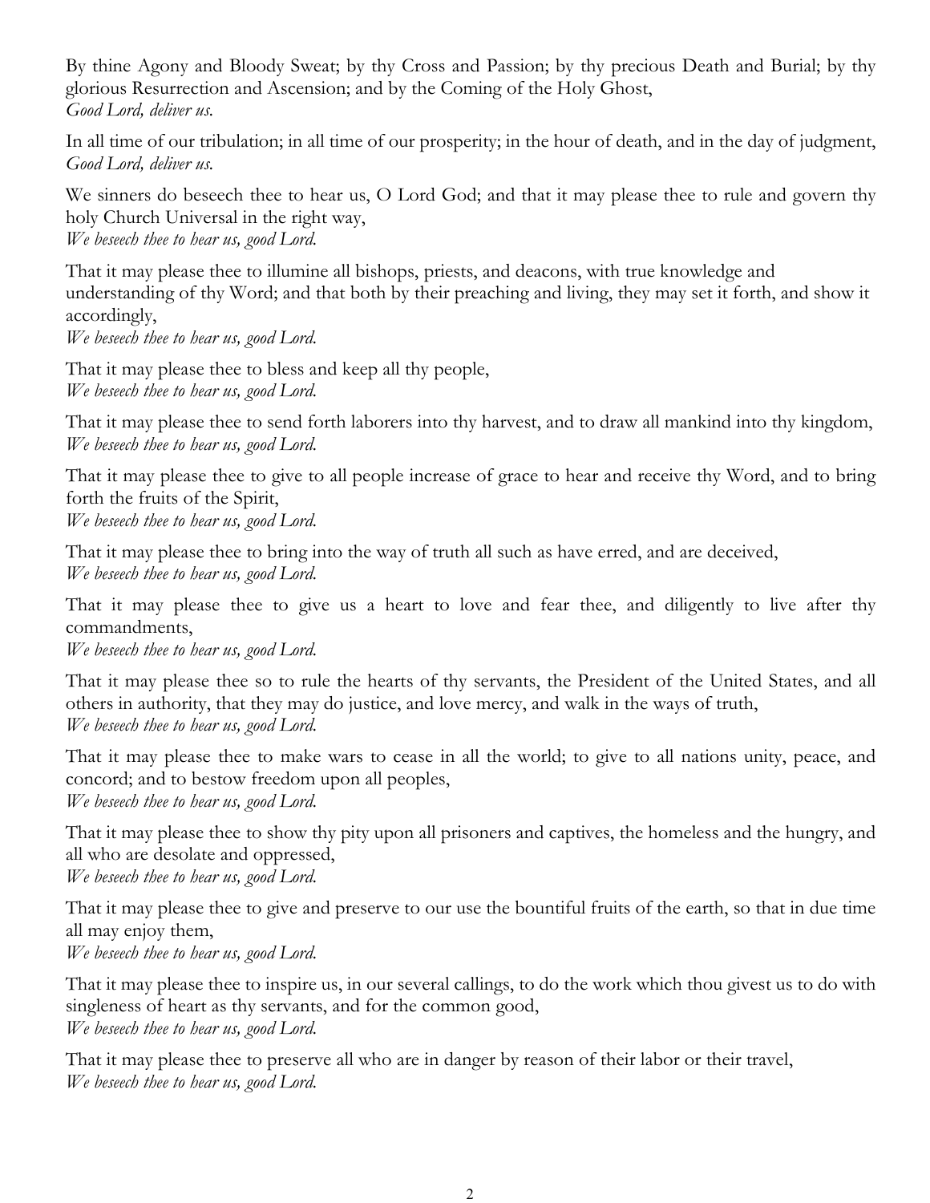By thine Agony and Bloody Sweat; by thy Cross and Passion; by thy precious Death and Burial; by thy glorious Resurrection and Ascension; and by the Coming of the Holy Ghost,
*Good Lord, deliver us.*

In all time of our tribulation; in all time of our prosperity; in the hour of death, and in the day of judgment,
*Good Lord, deliver us.*

We sinners do beseech thee to hear us, O Lord God; and that it may please thee to rule and govern thy holy Church Universal in the right way,
*We beseech thee to hear us, good Lord.*

That it may please thee to illumine all bishops, priests, and deacons, with true knowledge and understanding of thy Word; and that both by their preaching and living, they may set it forth, and show it accordingly,
*We beseech thee to hear us, good Lord.*

That it may please thee to bless and keep all thy people,
*We beseech thee to hear us, good Lord.*

That it may please thee to send forth laborers into thy harvest, and to draw all mankind into thy kingdom,
*We beseech thee to hear us, good Lord.*

That it may please thee to give to all people increase of grace to hear and receive thy Word, and to bring forth the fruits of the Spirit,
*We beseech thee to hear us, good Lord.*

That it may please thee to bring into the way of truth all such as have erred, and are deceived,
*We beseech thee to hear us, good Lord.*

That it may please thee to give us a heart to love and fear thee, and diligently to live after thy commandments,
*We beseech thee to hear us, good Lord.*

That it may please thee so to rule the hearts of thy servants, the President of the United States, and all others in authority, that they may do justice, and love mercy, and walk in the ways of truth,
*We beseech thee to hear us, good Lord.*

That it may please thee to make wars to cease in all the world; to give to all nations unity, peace, and concord; and to bestow freedom upon all peoples,
*We beseech thee to hear us, good Lord.*

That it may please thee to show thy pity upon all prisoners and captives, the homeless and the hungry, and all who are desolate and oppressed,
*We beseech thee to hear us, good Lord.*

That it may please thee to give and preserve to our use the bountiful fruits of the earth, so that in due time all may enjoy them,
*We beseech thee to hear us, good Lord.*

That it may please thee to inspire us, in our several callings, to do the work which thou givest us to do with singleness of heart as thy servants, and for the common good,
*We beseech thee to hear us, good Lord.*

That it may please thee to preserve all who are in danger by reason of their labor or their travel,
*We beseech thee to hear us, good Lord.*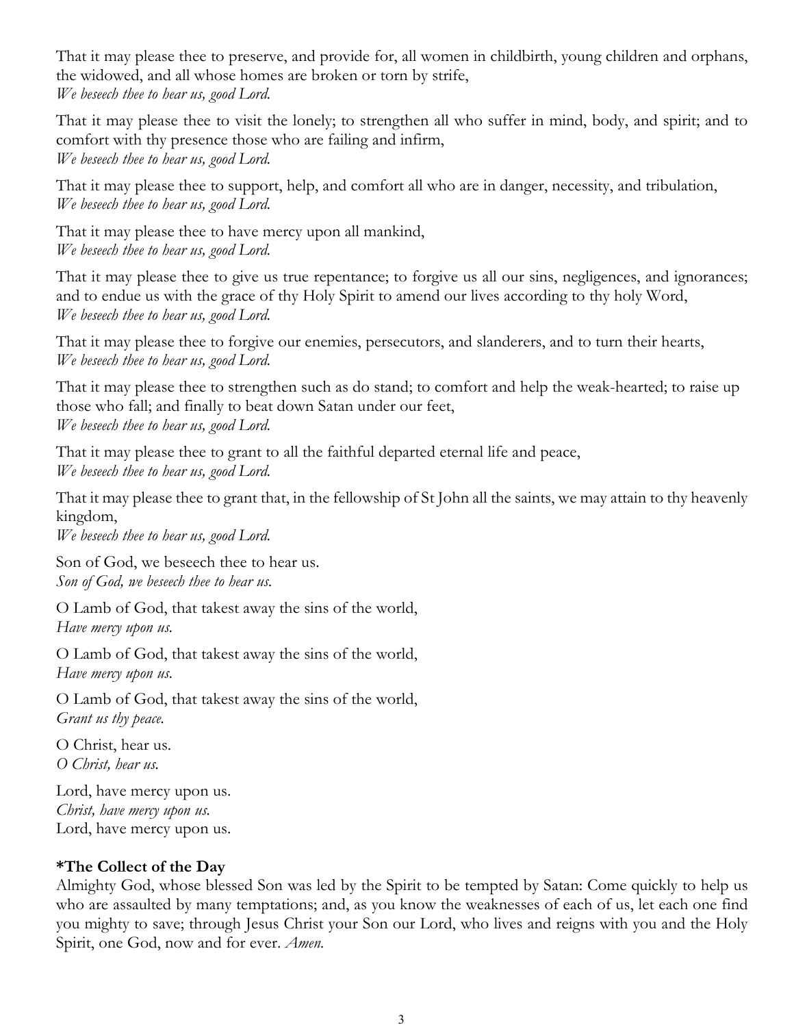That it may please thee to preserve, and provide for, all women in childbirth, young children and orphans, the widowed, and all whose homes are broken or torn by strife,
*We beseech thee to hear us, good Lord.*

That it may please thee to visit the lonely; to strengthen all who suffer in mind, body, and spirit; and to comfort with thy presence those who are failing and infirm,
*We beseech thee to hear us, good Lord.*

That it may please thee to support, help, and comfort all who are in danger, necessity, and tribulation,
*We beseech thee to hear us, good Lord.*

That it may please thee to have mercy upon all mankind,
*We beseech thee to hear us, good Lord.*

That it may please thee to give us true repentance; to forgive us all our sins, negligences, and ignorances; and to endue us with the grace of thy Holy Spirit to amend our lives according to thy holy Word,
*We beseech thee to hear us, good Lord.*

That it may please thee to forgive our enemies, persecutors, and slanderers, and to turn their hearts,
*We beseech thee to hear us, good Lord.*

That it may please thee to strengthen such as do stand; to comfort and help the weak-hearted; to raise up those who fall; and finally to beat down Satan under our feet,
*We beseech thee to hear us, good Lord.*

That it may please thee to grant to all the faithful departed eternal life and peace,
*We beseech thee to hear us, good Lord.*

That it may please thee to grant that, in the fellowship of St John all the saints, we may attain to thy heavenly kingdom,
*We beseech thee to hear us, good Lord.*

Son of God, we beseech thee to hear us.
*Son of God, we beseech thee to hear us.*

O Lamb of God, that takest away the sins of the world,
*Have mercy upon us.*

O Lamb of God, that takest away the sins of the world,
*Have mercy upon us.*

O Lamb of God, that takest away the sins of the world,
*Grant us thy peace.*

O Christ, hear us.
*O Christ, hear us.*

Lord, have mercy upon us.
*Christ, have mercy upon us.*
Lord, have mercy upon us.

**\*The Collect of the Day**
Almighty God, whose blessed Son was led by the Spirit to be tempted by Satan: Come quickly to help us who are assaulted by many temptations; and, as you know the weaknesses of each of us, let each one find you mighty to save; through Jesus Christ your Son our Lord, who lives and reigns with you and the Holy Spirit, one God, now and for ever. *Amen.*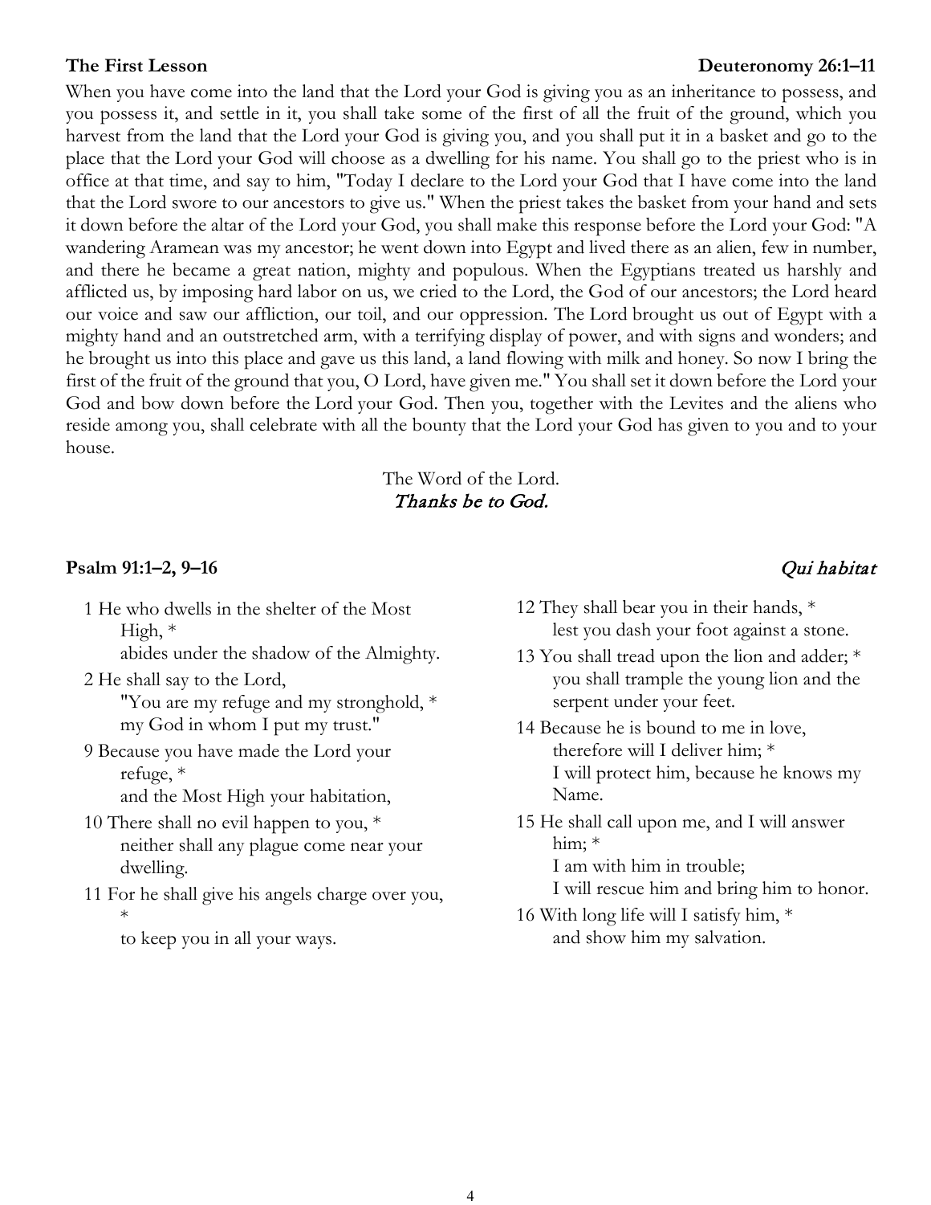**The First Lesson** **Deuteronomy 26:1–11**

When you have come into the land that the Lord your God is giving you as an inheritance to possess, and you possess it, and settle in it, you shall take some of the first of all the fruit of the ground, which you harvest from the land that the Lord your God is giving you, and you shall put it in a basket and go to the place that the Lord your God will choose as a dwelling for his name. You shall go to the priest who is in office at that time, and say to him, "Today I declare to the Lord your God that I have come into the land that the Lord swore to our ancestors to give us." When the priest takes the basket from your hand and sets it down before the altar of the Lord your God, you shall make this response before the Lord your God: "A wandering Aramean was my ancestor; he went down into Egypt and lived there as an alien, few in number, and there he became a great nation, mighty and populous. When the Egyptians treated us harshly and afflicted us, by imposing hard labor on us, we cried to the Lord, the God of our ancestors; the Lord heard our voice and saw our affliction, our toil, and our oppression. The Lord brought us out of Egypt with a mighty hand and an outstretched arm, with a terrifying display of power, and with signs and wonders; and he brought us into this place and gave us this land, a land flowing with milk and honey. So now I bring the first of the fruit of the ground that you, O Lord, have given me." You shall set it down before the Lord your God and bow down before the Lord your God. Then you, together with the Levites and the aliens who reside among you, shall celebrate with all the bounty that the Lord your God has given to you and to your house.

The Word of the Lord.
*Thanks be to God.*

**Psalm 91:1–2, 9–16** *Qui habitat*

1 He who dwells in the shelter of the Most High, *
    abides under the shadow of the Almighty.

2 He shall say to the Lord,
    "You are my refuge and my stronghold, *
    my God in whom I put my trust."

9 Because you have made the Lord your refuge, *
    and the Most High your habitation,

10 There shall no evil happen to you, *
    neither shall any plague come near your dwelling.

11 For he shall give his angels charge over you, *
    to keep you in all your ways.

12 They shall bear you in their hands, *
    lest you dash your foot against a stone.

13 You shall tread upon the lion and adder; *
    you shall trample the young lion and the serpent under your feet.

14 Because he is bound to me in love,
    therefore will I deliver him; *
    I will protect him, because he knows my Name.

15 He shall call upon me, and I will answer him; *
    I am with him in trouble;
    I will rescue him and bring him to honor.

16 With long life will I satisfy him, *
    and show him my salvation.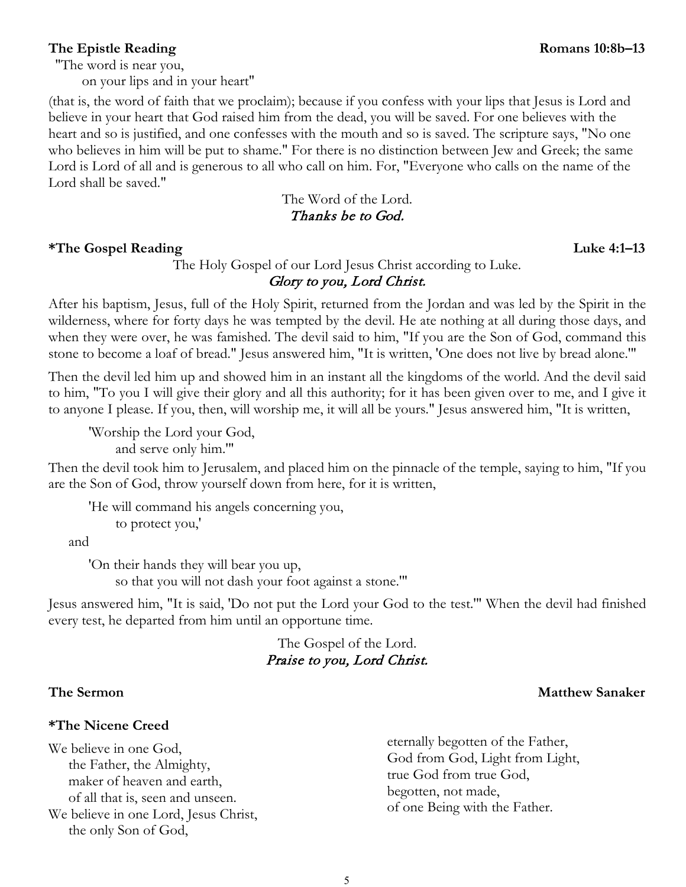**The Epistle Reading** **Romans 10:8b–13**

"The word is near you,
    on your lips and in your heart"

(that is, the word of faith that we proclaim); because if you confess with your lips that Jesus is Lord and believe in your heart that God raised him from the dead, you will be saved. For one believes with the heart and so is justified, and one confesses with the mouth and so is saved. The scripture says, "No one who believes in him will be put to shame." For there is no distinction between Jew and Greek; the same Lord is Lord of all and is generous to all who call on him. For, "Everyone who calls on the name of the Lord shall be saved."

The Word of the Lord.
*Thanks be to God.*

**\*The Gospel Reading** **Luke 4:1–13**

The Holy Gospel of our Lord Jesus Christ according to Luke.
*Glory to you, Lord Christ.*

After his baptism, Jesus, full of the Holy Spirit, returned from the Jordan and was led by the Spirit in the wilderness, where for forty days he was tempted by the devil. He ate nothing at all during those days, and when they were over, he was famished. The devil said to him, "If you are the Son of God, command this stone to become a loaf of bread." Jesus answered him, "It is written, 'One does not live by bread alone.'"

Then the devil led him up and showed him in an instant all the kingdoms of the world. And the devil said to him, "To you I will give their glory and all this authority; for it has been given over to me, and I give it to anyone I please. If you, then, will worship me, it will all be yours." Jesus answered him, "It is written,

'Worship the Lord your God,
    and serve only him.'"

Then the devil took him to Jerusalem, and placed him on the pinnacle of the temple, saying to him, "If you are the Son of God, throw yourself down from here, for it is written,

'He will command his angels concerning you,
    to protect you,'

and

'On their hands they will bear you up,
    so that you will not dash your foot against a stone.'"

Jesus answered him, "It is said, 'Do not put the Lord your God to the test.'" When the devil had finished every test, he departed from him until an opportune time.

The Gospel of the Lord.
*Praise to you, Lord Christ.*

**The Sermon** **Matthew Sanaker**

**\*The Nicene Creed**

We believe in one God,
    the Father, the Almighty,
    maker of heaven and earth,
    of all that is, seen and unseen.
We believe in one Lord, Jesus Christ,
    the only Son of God,
    eternally begotten of the Father,
    God from God, Light from Light,
    true God from true God,
    begotten, not made,
    of one Being with the Father.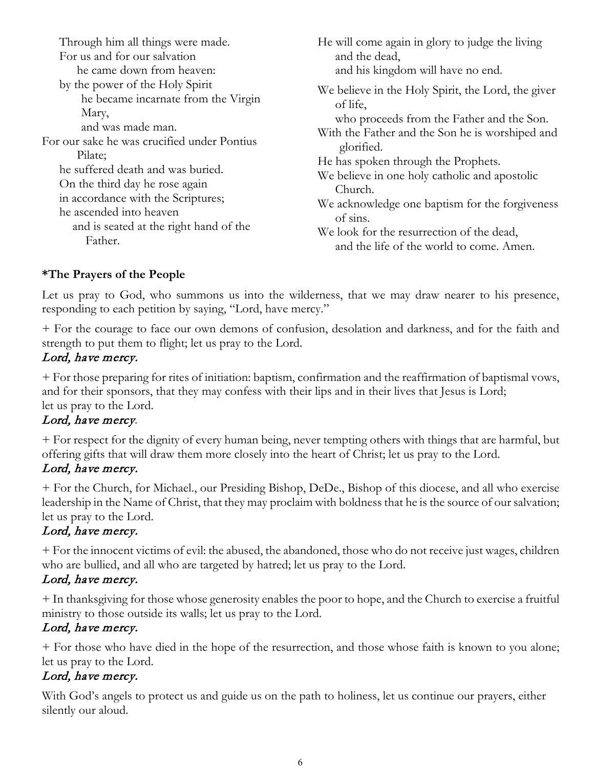Through him all things were made.
For us and for our salvation
he came down from heaven:
by the power of the Holy Spirit
he became incarnate from the Virgin Mary,
and was made man.
For our sake he was crucified under Pontius Pilate;
he suffered death and was buried.
On the third day he rose again
in accordance with the Scriptures;
he ascended into heaven
and is seated at the right hand of the Father.
He will come again in glory to judge the living and the dead,
and his kingdom will have no end.

We believe in the Holy Spirit, the Lord, the giver of life,
who proceeds from the Father and the Son.
With the Father and the Son he is worshiped and glorified.
He has spoken through the Prophets.
We believe in one holy catholic and apostolic Church.
We acknowledge one baptism for the forgiveness of sins.
We look for the resurrection of the dead,
and the life of the world to come. Amen.

**\*The Prayers of the People**

Let us pray to God, who summons us into the wilderness, that we may draw nearer to his presence, responding to each petition by saying, "Lord, have mercy."

+ For the courage to face our own demons of confusion, desolation and darkness, and for the faith and strength to put them to flight; let us pray to the Lord.
*Lord, have mercy.*

+ For those preparing for rites of initiation: baptism, confirmation and the reaffirmation of baptismal vows, and for their sponsors, that they may confess with their lips and in their lives that Jesus is Lord; let us pray to the Lord.
*Lord, have mercy.*

+ For respect for the dignity of every human being, never tempting others with things that are harmful, but offering gifts that will draw them more closely into the heart of Christ; let us pray to the Lord.
*Lord, have mercy.*

+ For the Church, for Michael., our Presiding Bishop, DeDe., Bishop of this diocese, and all who exercise leadership in the Name of Christ, that they may proclaim with boldness that he is the source of our salvation; let us pray to the Lord.
*Lord, have mercy.*

+ For the innocent victims of evil: the abused, the abandoned, those who do not receive just wages, children who are bullied, and all who are targeted by hatred; let us pray to the Lord.
*Lord, have mercy.*

+ In thanksgiving for those whose generosity enables the poor to hope, and the Church to exercise a fruitful ministry to those outside its walls; let us pray to the Lord.
*Lord, have mercy.*

+ For those who have died in the hope of the resurrection, and those whose faith is known to you alone; let us pray to the Lord.
*Lord, have mercy.*

With God's angels to protect us and guide us on the path to holiness, let us continue our prayers, either silently our aloud.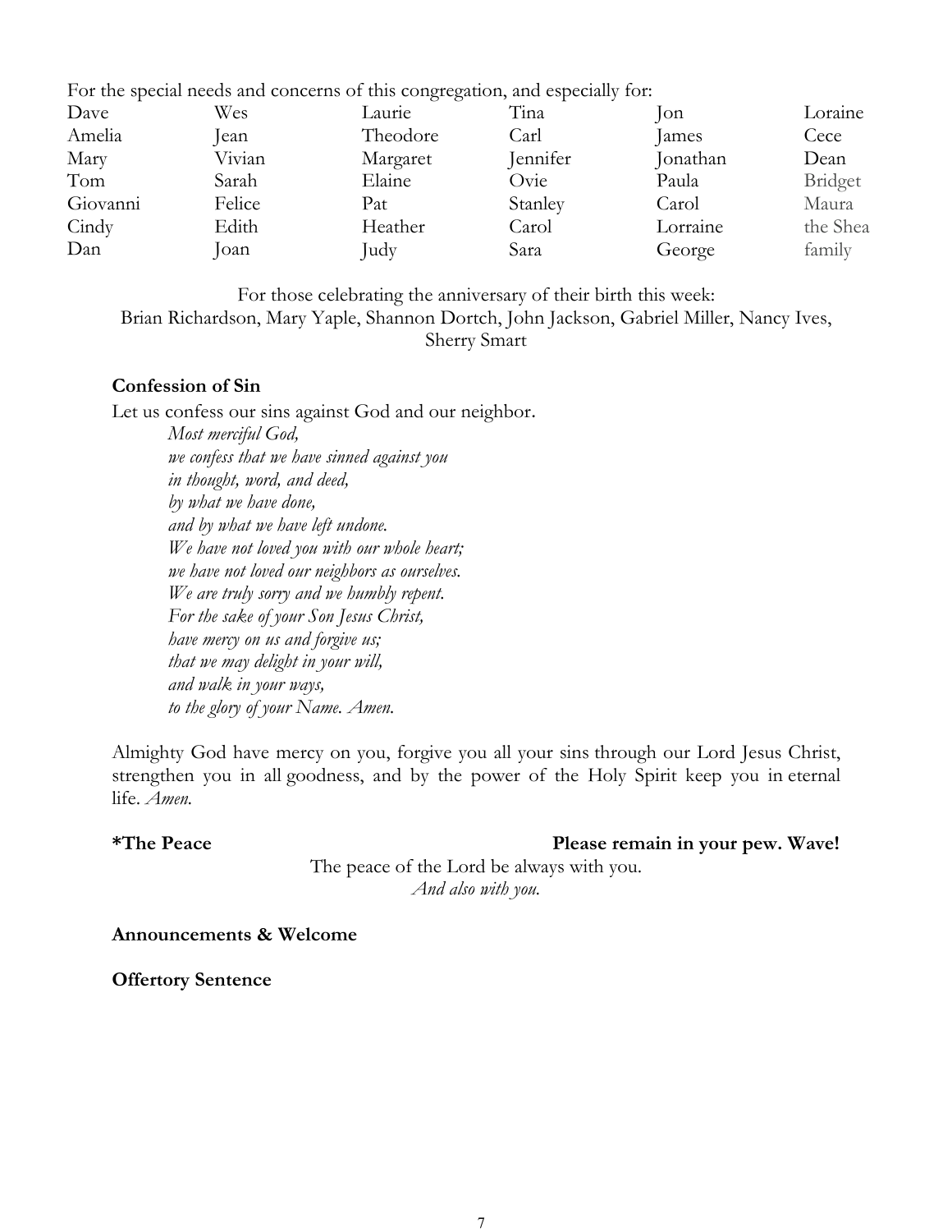For the special needs and concerns of this congregation, and especially for:

| Dave | Wes | Laurie | Tina | Jon | Loraine |
|---|---|---|---|---|---|
| Amelia | Jean | Theodore | Carl | James | Cece |
| Mary | Vivian | Margaret | Jennifer | Jonathan | Dean |
| Tom | Sarah | Elaine | Ovie | Paula | Bridget |
| Giovanni | Felice | Pat | Stanley | Carol | Maura |
| Cindy | Edith | Heather | Carol | Lorraine | the Shea |
| Dan | Joan | Judy | Sara | George | family |

For those celebrating the anniversary of their birth this week:
Brian Richardson, Mary Yaple, Shannon Dortch, John Jackson, Gabriel Miller, Nancy Ives, Sherry Smart

**Confession of Sin**

Let us confess our sins against God and our neighbor.

*Most merciful God,*
*we confess that we have sinned against you*
*in thought, word, and deed,*
*by what we have done,*
*and by what we have left undone.*
*We have not loved you with our whole heart;*
*we have not loved our neighbors as ourselves.*
*We are truly sorry and we humbly repent.*
*For the sake of your Son Jesus Christ,*
*have mercy on us and forgive us;*
*that we may delight in your will,*
*and walk in your ways,*
*to the glory of your Name. Amen.*

Almighty God have mercy on you, forgive you all your sins through our Lord Jesus Christ, strengthen you in all goodness, and by the power of the Holy Spirit keep you in eternal life. *Amen.*

**\*The Peace** **Please remain in your pew. Wave!**

The peace of the Lord be always with you.
*And also with you.*

**Announcements & Welcome**

**Offertory Sentence**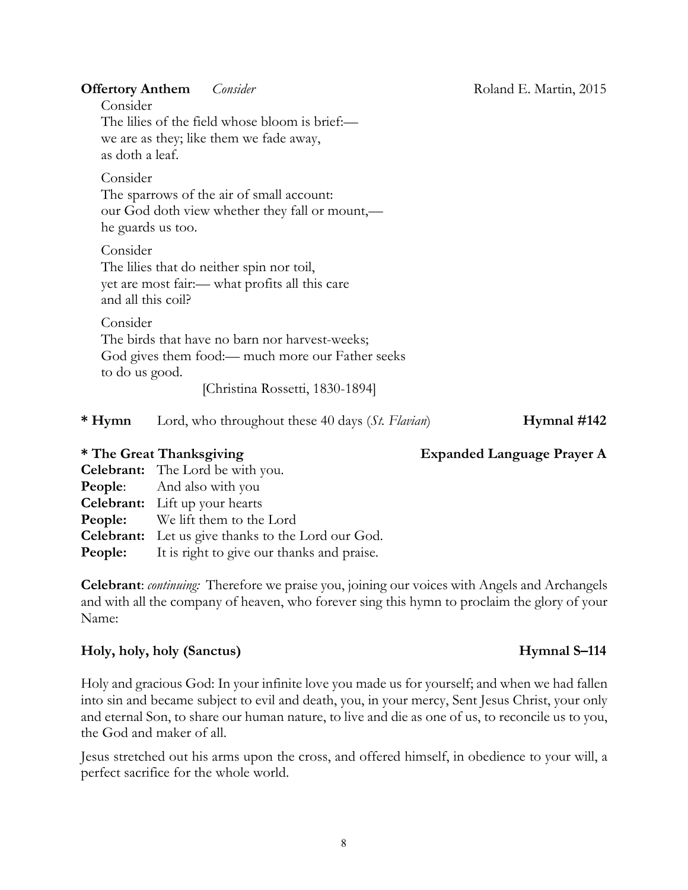**Offertory Anthem** *Consider* Roland E. Martin, 2015

Consider
The lilies of the field whose bloom is brief:—
we are as they; like them we fade away,
as doth a leaf.

Consider
The sparrows of the air of small account:
our God doth view whether they fall or mount,—
he guards us too.

Consider
The lilies that do neither spin nor toil,
yet are most fair:— what profits all this care
and all this coil?

Consider
The birds that have no barn nor harvest-weeks;
God gives them food:— much more our Father seeks
to do us good.

[Christina Rossetti, 1830-1894]

**\* Hymn** Lord, who throughout these 40 days (*St. Flavian*) **Hymnal #142**

**\* The Great Thanksgiving** **Expanded Language Prayer A**

**Celebrant:** The Lord be with you.
**People**: And also with you
**Celebrant:** Lift up your hearts
**People:** We lift them to the Lord
**Celebrant:** Let us give thanks to the Lord our God.
**People:** It is right to give our thanks and praise.

**Celebrant**: *continuing:* Therefore we praise you, joining our voices with Angels and Archangels and with all the company of heaven, who forever sing this hymn to proclaim the glory of your Name:

**Holy, holy, holy (Sanctus)** **Hymnal S–114**

Holy and gracious God: In your infinite love you made us for yourself; and when we had fallen into sin and became subject to evil and death, you, in your mercy, Sent Jesus Christ, your only and eternal Son, to share our human nature, to live and die as one of us, to reconcile us to you, the God and maker of all.

Jesus stretched out his arms upon the cross, and offered himself, in obedience to your will, a perfect sacrifice for the whole world.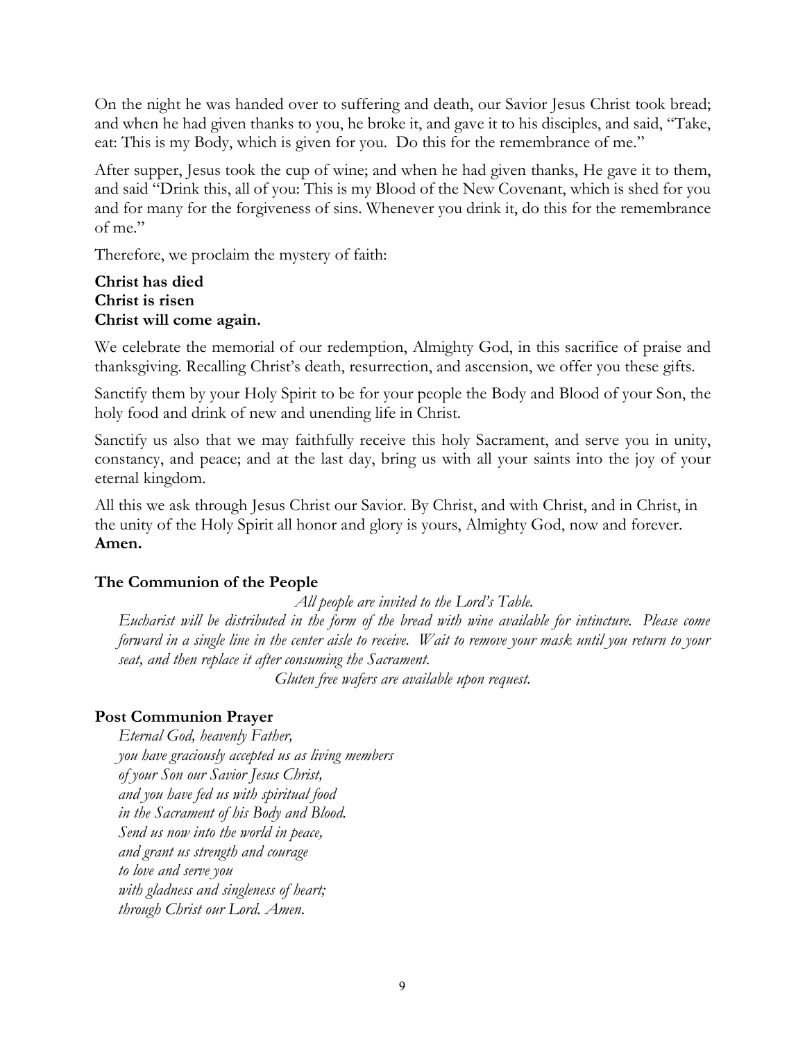On the night he was handed over to suffering and death, our Savior Jesus Christ took bread; and when he had given thanks to you, he broke it, and gave it to his disciples, and said, "Take, eat: This is my Body, which is given for you. Do this for the remembrance of me."

After supper, Jesus took the cup of wine; and when he had given thanks, He gave it to them, and said "Drink this, all of you: This is my Blood of the New Covenant, which is shed for you and for many for the forgiveness of sins. Whenever you drink it, do this for the remembrance of me."

Therefore, we proclaim the mystery of faith:

**Christ has died**
**Christ is risen**
**Christ will come again.**

We celebrate the memorial of our redemption, Almighty God, in this sacrifice of praise and thanksgiving. Recalling Christ's death, resurrection, and ascension, we offer you these gifts.

Sanctify them by your Holy Spirit to be for your people the Body and Blood of your Son, the holy food and drink of new and unending life in Christ.

Sanctify us also that we may faithfully receive this holy Sacrament, and serve you in unity, constancy, and peace; and at the last day, bring us with all your saints into the joy of your eternal kingdom.

All this we ask through Jesus Christ our Savior. By Christ, and with Christ, and in Christ, in the unity of the Holy Spirit all honor and glory is yours, Almighty God, now and forever. **Amen.**

### The Communion of the People

*All people are invited to the Lord's Table.*

*Eucharist will be distributed in the form of the bread with wine available for intincture. Please come forward in a single line in the center aisle to receive. Wait to remove your mask until you return to your seat, and then replace it after consuming the Sacrament.*

*Gluten free wafers are available upon request.*

### Post Communion Prayer

*Eternal God, heavenly Father,*
*you have graciously accepted us as living members*
*of your Son our Savior Jesus Christ,*
*and you have fed us with spiritual food*
*in the Sacrament of his Body and Blood.*
*Send us now into the world in peace,*
*and grant us strength and courage*
*to love and serve you*
*with gladness and singleness of heart;*
*through Christ our Lord. Amen.*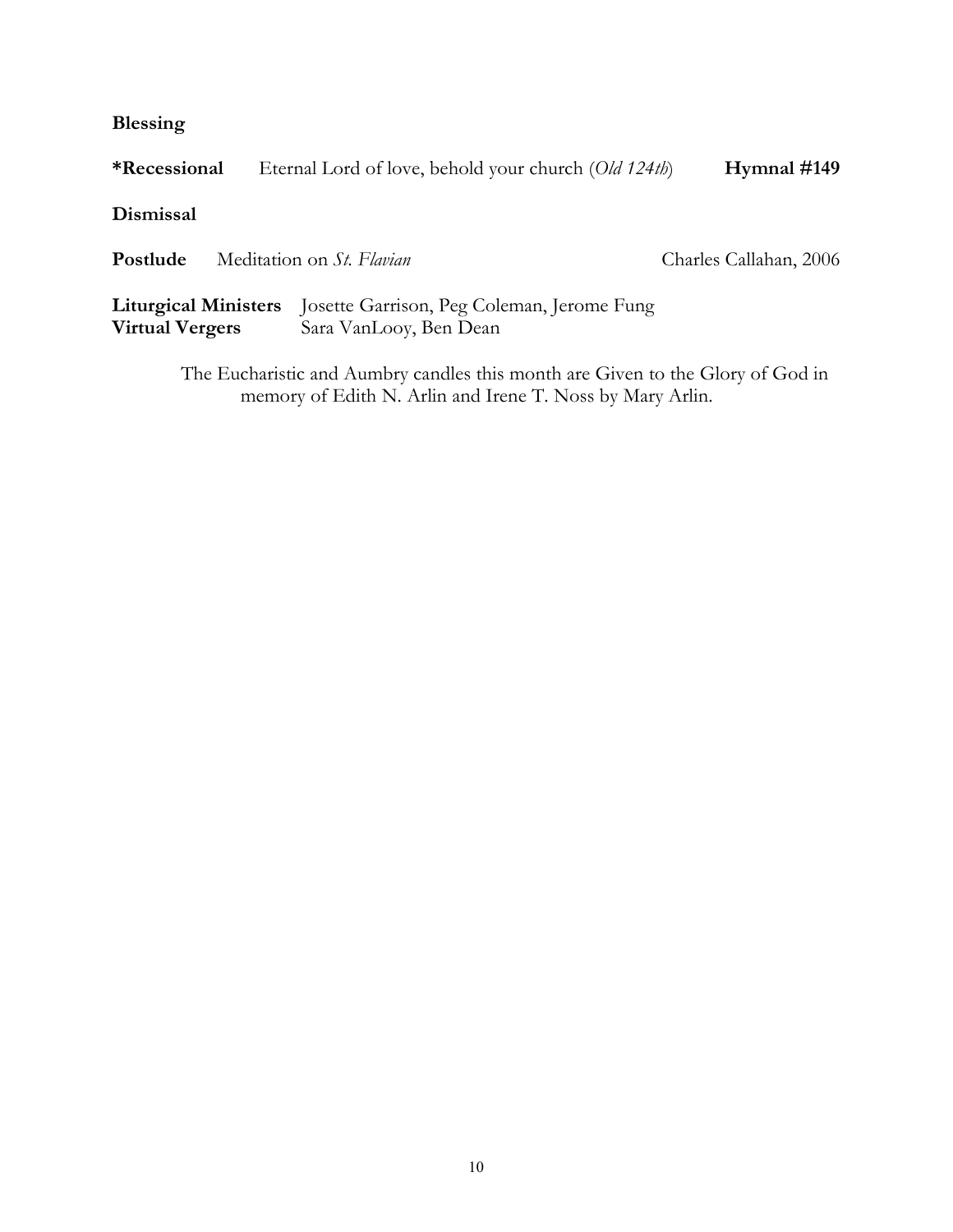**Blessing**

**\*Recessional** Eternal Lord of love, behold your church (*Old 124th*) **Hymnal #149**

**Dismissal**

**Postlude** Meditation on *St. Flavian* Charles Callahan, 2006

**Liturgical Ministers** Josette Garrison, Peg Coleman, Jerome Fung
**Virtual Vergers** Sara VanLooy, Ben Dean

The Eucharistic and Aumbry candles this month are Given to the Glory of God in memory of Edith N. Arlin and Irene T. Noss by Mary Arlin.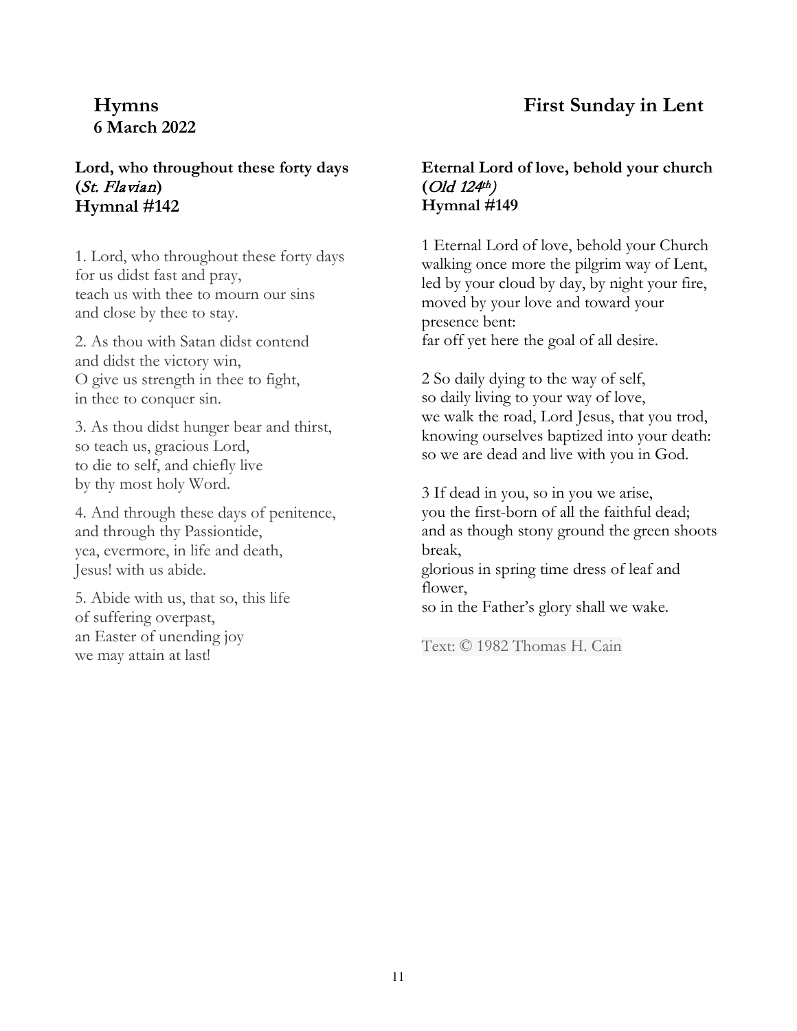# Hymns

# First Sunday in Lent

**6 March 2022**

### Lord, who throughout these forty days (*St. Flavian*) Hymnal #142

1. Lord, who throughout these forty days
for us didst fast and pray,
teach us with thee to mourn our sins
and close by thee to stay.

2. As thou with Satan didst contend
and didst the victory win,
O give us strength in thee to fight,
in thee to conquer sin.

3. As thou didst hunger bear and thirst,
so teach us, gracious Lord,
to die to self, and chiefly live
by thy most holy Word.

4. And through these days of penitence,
and through thy Passiontide,
yea, evermore, in life and death,
Jesus! with us abide.

5. Abide with us, that so, this life
of suffering overpast,
an Easter of unending joy
we may attain at last!

### Eternal Lord of love, behold your church (*Old 124th*) Hymnal #149

1 Eternal Lord of love, behold your Church
walking once more the pilgrim way of Lent,
led by your cloud by day, by night your fire,
moved by your love and toward your presence bent:
far off yet here the goal of all desire.

2 So daily dying to the way of self,
so daily living to your way of love,
we walk the road, Lord Jesus, that you trod,
knowing ourselves baptized into your death:
so we are dead and live with you in God.

3 If dead in you, so in you we arise,
you the first-born of all the faithful dead;
and as though stony ground the green shoots break,
glorious in spring time dress of leaf and flower,
so in the Father's glory shall we wake.

Text: © 1982 Thomas H. Cain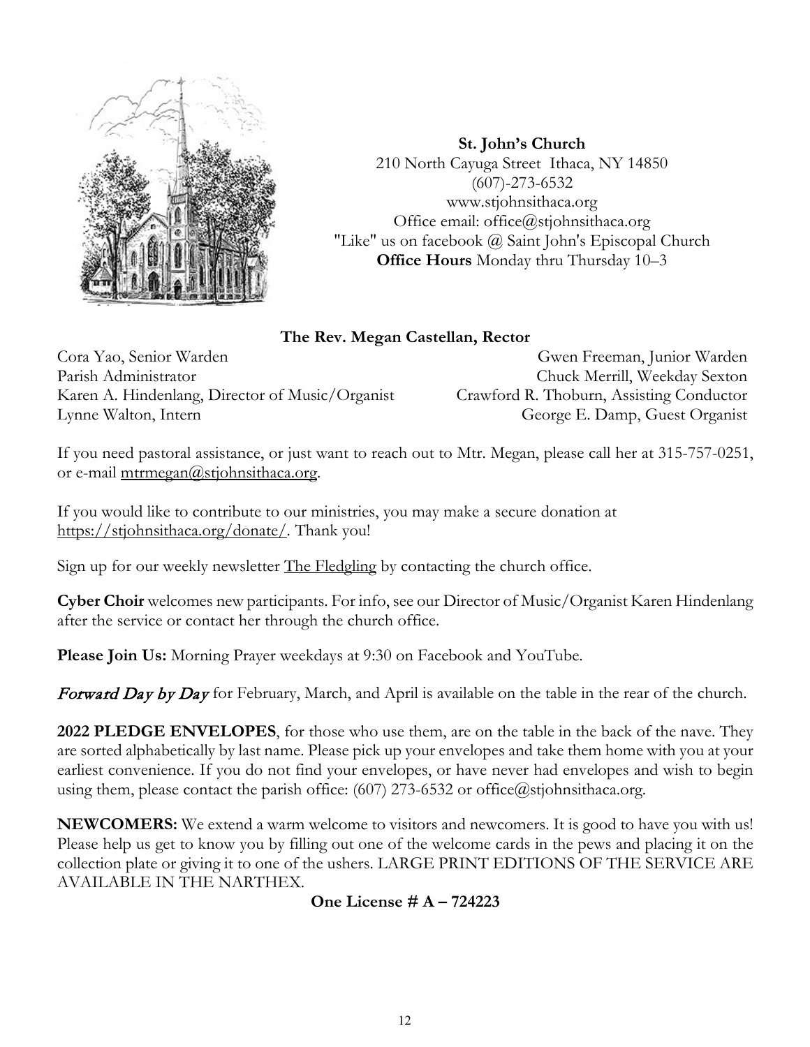**St. John's Church**
210 North Cayuga Street Ithaca, NY 14850
(607)-273-6532
www.stjohnsithaca.org
Office email: office@stjohnsithaca.org
"Like" us on facebook @ Saint John's Episcopal Church
**Office Hours** Monday thru Thursday 10–3

**The Rev. Megan Castellan, Rector**

Cora Yao, Senior Warden
Gwen Freeman, Junior Warden
Parish Administrator
Chuck Merrill, Weekday Sexton
Karen A. Hindenlang, Director of Music/Organist
Crawford R. Thoburn, Assisting Conductor
Lynne Walton, Intern
George E. Damp, Guest Organist

If you need pastoral assistance, or just want to reach out to Mtr. Megan, please call her at 315-757-0251, or e-mail mtrmegan@stjohnsithaca.org.

If you would like to contribute to our ministries, you may make a secure donation at https://stjohnsithaca.org/donate/. Thank you!

Sign up for our weekly newsletter The Fledgling by contacting the church office.

**Cyber Choir** welcomes new participants. For info, see our Director of Music/Organist Karen Hindenlang after the service or contact her through the church office.

**Please Join Us:** Morning Prayer weekdays at 9:30 on Facebook and YouTube.

*Forward Day by Day* for February, March, and April is available on the table in the rear of the church.

**2022 PLEDGE ENVELOPES**, for those who use them, are on the table in the back of the nave. They are sorted alphabetically by last name. Please pick up your envelopes and take them home with you at your earliest convenience. If you do not find your envelopes, or have never had envelopes and wish to begin using them, please contact the parish office: (607) 273-6532 or office@stjohnsithaca.org.

**NEWCOMERS:** We extend a warm welcome to visitors and newcomers. It is good to have you with us! Please help us get to know you by filling out one of the welcome cards in the pews and placing it on the collection plate or giving it to one of the ushers. LARGE PRINT EDITIONS OF THE SERVICE ARE AVAILABLE IN THE NARTHEX.

**One License # A – 724223**